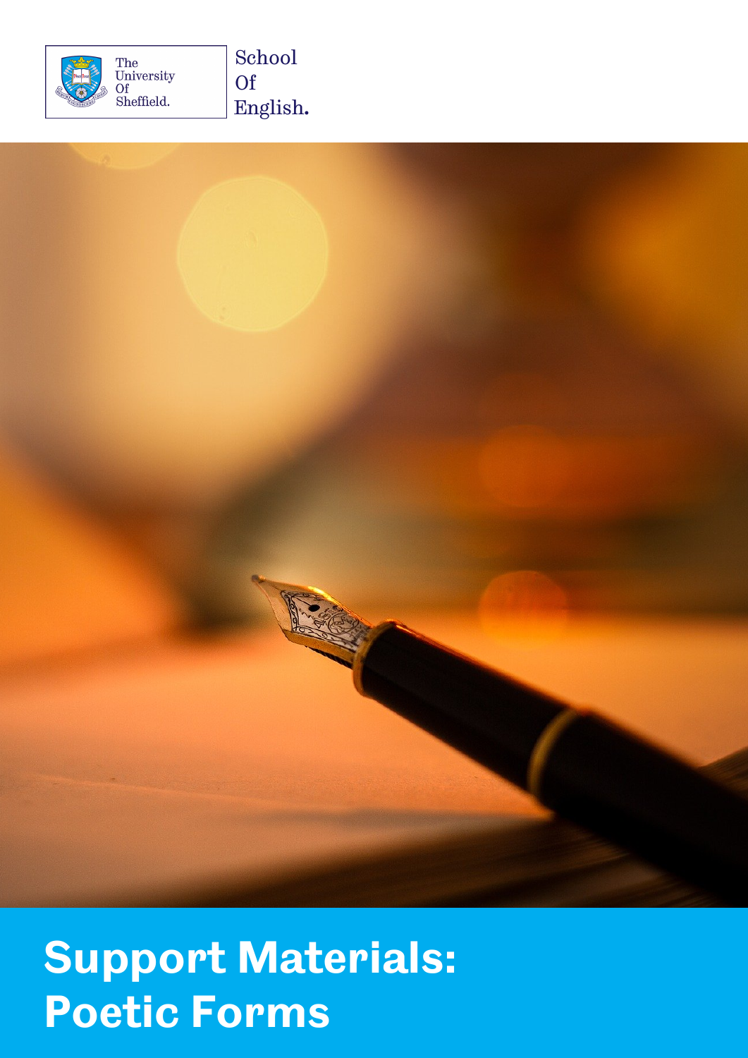The University Of Sheffield.

School Of English.

# Support Materials: Poetic Forms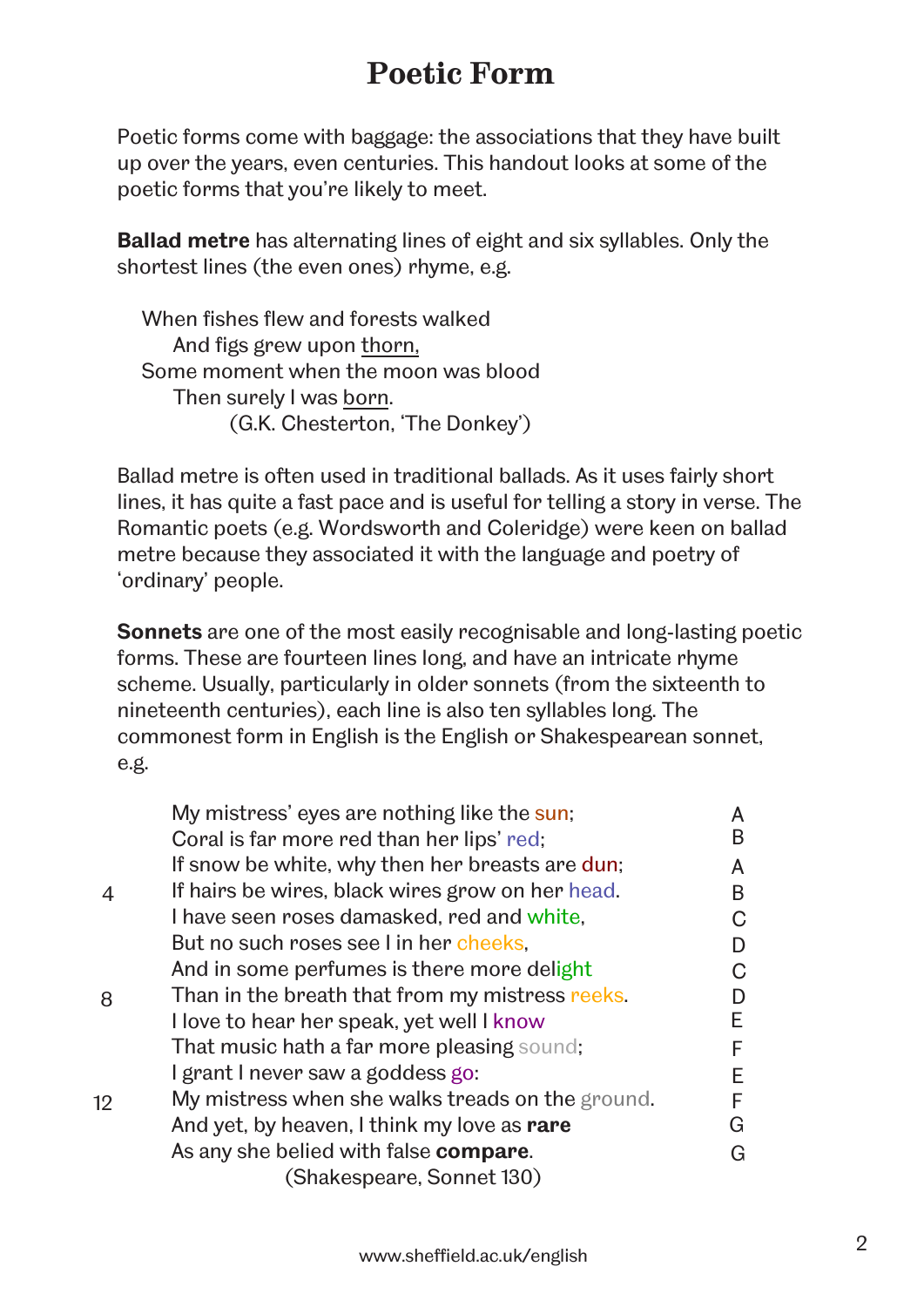# Poetic Form

Poetic forms come with baggage: the associations that they have built up over the years, even centuries. This handout looks at some of the poetic forms that you're likely to meet.

**Ballad metre** has alternating lines of eight and six syllables. Only the shortest lines (the even ones) rhyme, e.g.

> When fishes flew and forests walked
> &nbsp;&nbsp;&nbsp;&nbsp;And figs grew upon <u>thorn,</u>
> Some moment when the moon was blood
> &nbsp;&nbsp;&nbsp;&nbsp;Then surely I was <u>born</u>.
> &nbsp;&nbsp;&nbsp;&nbsp;&nbsp;&nbsp;&nbsp;&nbsp;(G.K. Chesterton, 'The Donkey')

Ballad metre is often used in traditional ballads. As it uses fairly short lines, it has quite a fast pace and is useful for telling a story in verse. The Romantic poets (e.g. Wordsworth and Coleridge) were keen on ballad metre because they associated it with the language and poetry of 'ordinary' people.

**Sonnets** are one of the most easily recognisable and long-lasting poetic forms. These are fourteen lines long, and have an intricate rhyme scheme. Usually, particularly in older sonnets (from the sixteenth to nineteenth centuries), each line is also ten syllables long. The commonest form in English is the English or Shakespearean sonnet, e.g.

| Line | Text | Rhyme |
|---|---|---|
| | My mistress' eyes are nothing like the sun; | A |
| | Coral is far more red than her lips' red; | B |
| | If snow be white, why then her breasts are dun; | A |
| 4 | If hairs be wires, black wires grow on her head. | B |
| | I have seen roses damasked, red and white, | C |
| | But no such roses see I in her cheeks, | D |
| | And in some perfumes is there more delight | C |
| 8 | Than in the breath that from my mistress reeks. | D |
| | I love to hear her speak, yet well I know | E |
| | That music hath a far more pleasing sound; | F |
| | I grant I never saw a goddess go: | E |
| 12 | My mistress when she walks treads on the ground. | F |
| | And yet, by heaven, I think my love as **rare** | G |
| | As any she belied with false **compare**. | G |

(Shakespeare, Sonnet 130)

www.sheffield.ac.uk/english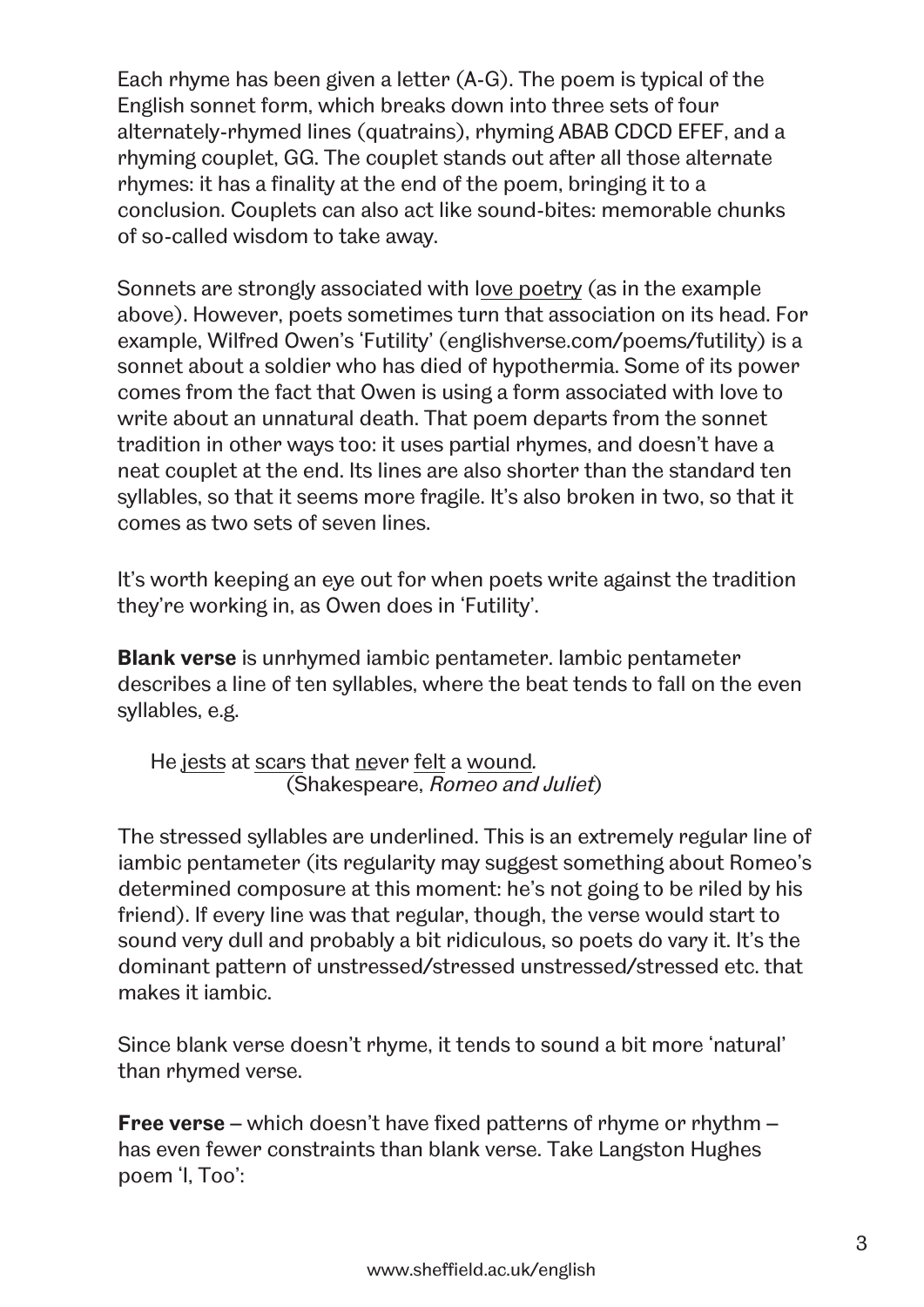Each rhyme has been given a letter (A-G). The poem is typical of the English sonnet form, which breaks down into three sets of four alternately-rhymed lines (quatrains), rhyming ABAB CDCD EFEF, and a rhyming couplet, GG. The couplet stands out after all those alternate rhymes: it has a finality at the end of the poem, bringing it to a conclusion. Couplets can also act like sound-bites: memorable chunks of so-called wisdom to take away.

Sonnets are strongly associated with love poetry (as in the example above). However, poets sometimes turn that association on its head. For example, Wilfred Owen's 'Futility' (englishverse.com/poems/futility) is a sonnet about a soldier who has died of hypothermia. Some of its power comes from the fact that Owen is using a form associated with love to write about an unnatural death. That poem departs from the sonnet tradition in other ways too: it uses partial rhymes, and doesn't have a neat couplet at the end. Its lines are also shorter than the standard ten syllables, so that it seems more fragile. It's also broken in two, so that it comes as two sets of seven lines.

It's worth keeping an eye out for when poets write against the tradition they're working in, as Owen does in 'Futility'.

**Blank verse** is unrhymed iambic pentameter. Iambic pentameter describes a line of ten syllables, where the beat tends to fall on the even syllables, e.g.

> He <u>jests</u> at <u>scars</u> that <u>ne</u>ver <u>felt</u> a <u>wound</u>.
> (Shakespeare, *Romeo and Juliet*)

The stressed syllables are underlined. This is an extremely regular line of iambic pentameter (its regularity may suggest something about Romeo's determined composure at this moment: he's not going to be riled by his friend). If every line was that regular, though, the verse would start to sound very dull and probably a bit ridiculous, so poets do vary it. It's the dominant pattern of unstressed/stressed unstressed/stressed etc. that makes it iambic.

Since blank verse doesn't rhyme, it tends to sound a bit more 'natural' than rhymed verse.

**Free verse** – which doesn't have fixed patterns of rhyme or rhythm – has even fewer constraints than blank verse. Take Langston Hughes poem 'I, Too':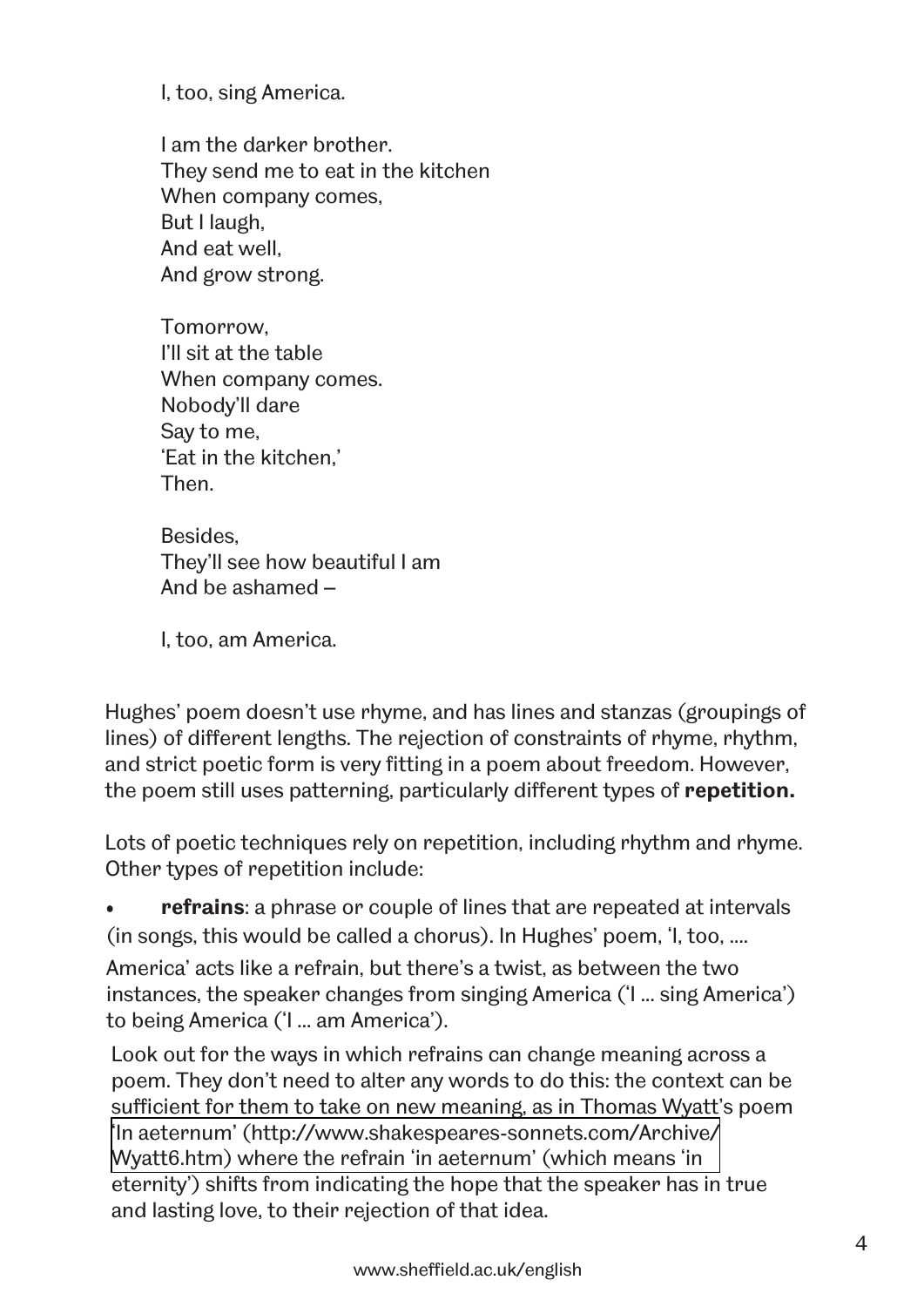I, too, sing America.

I am the darker brother.
They send me to eat in the kitchen
When company comes,
But I laugh,
And eat well,
And grow strong.

Tomorrow,
I'll sit at the table
When company comes.
Nobody'll dare
Say to me,
'Eat in the kitchen,'
Then.

Besides,
They'll see how beautiful I am
And be ashamed –

I, too, am America.

Hughes' poem doesn't use rhyme, and has lines and stanzas (groupings of lines) of different lengths. The rejection of constraints of rhyme, rhythm, and strict poetic form is very fitting in a poem about freedom. However, the poem still uses patterning, particularly different types of **repetition.**

Lots of poetic techniques rely on repetition, including rhythm and rhyme. Other types of repetition include:

- **refrains**: a phrase or couple of lines that are repeated at intervals (in songs, this would be called a chorus). In Hughes' poem, 'I, too, .... America' acts like a refrain, but there's a twist, as between the two instances, the speaker changes from singing America ('I ... sing America') to being America ('I ... am America').

Look out for the ways in which refrains can change meaning across a poem. They don't need to alter any words to do this: the context can be sufficient for them to take on new meaning, as in Thomas Wyatt's poem 'In aeternum' (http://www.shakespeares-sonnets.com/Archive/Wyatt6.htm) where the refrain 'in aeternum' (which means 'in eternity') shifts from indicating the hope that the speaker has in true and lasting love, to their rejection of that idea.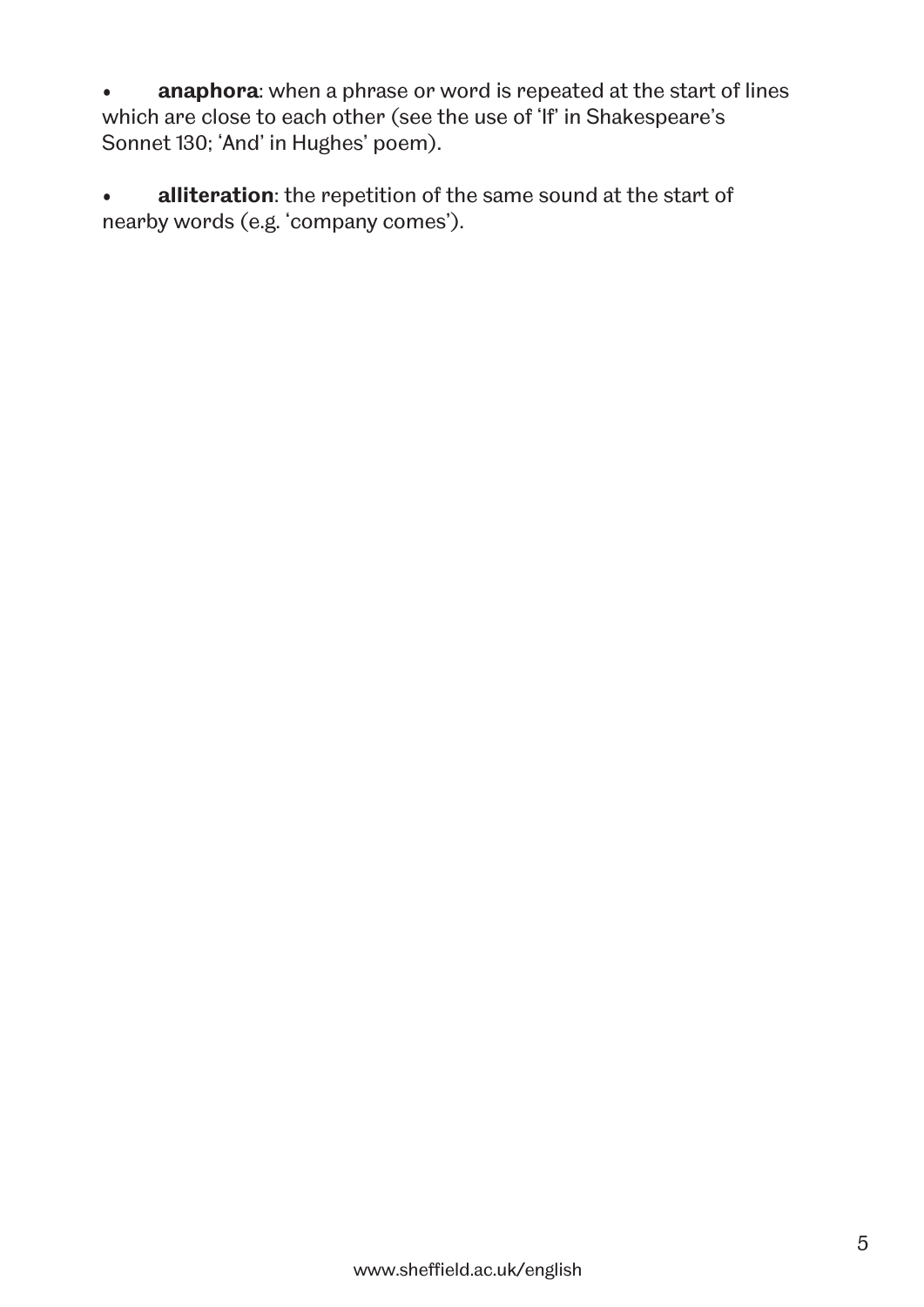- **anaphora**: when a phrase or word is repeated at the start of lines which are close to each other (see the use of 'If' in Shakespeare's Sonnet 130; 'And' in Hughes' poem).

- **alliteration**: the repetition of the same sound at the start of nearby words (e.g. 'company comes').